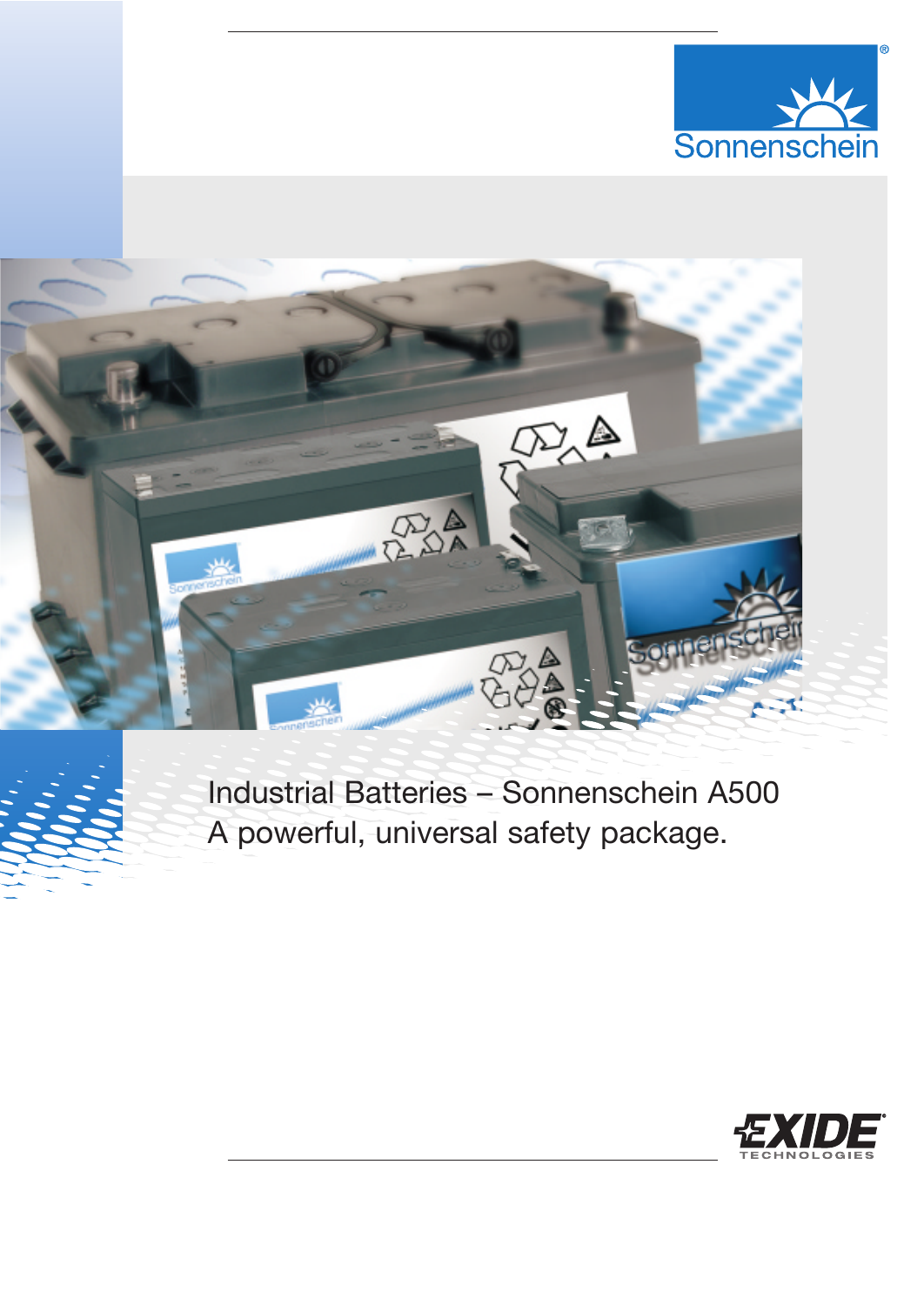Sonnenschein

# Industrial Batteries – Sonnenschein A500
A powerful, universal safety package.

EXIDE TECHNOLOGIES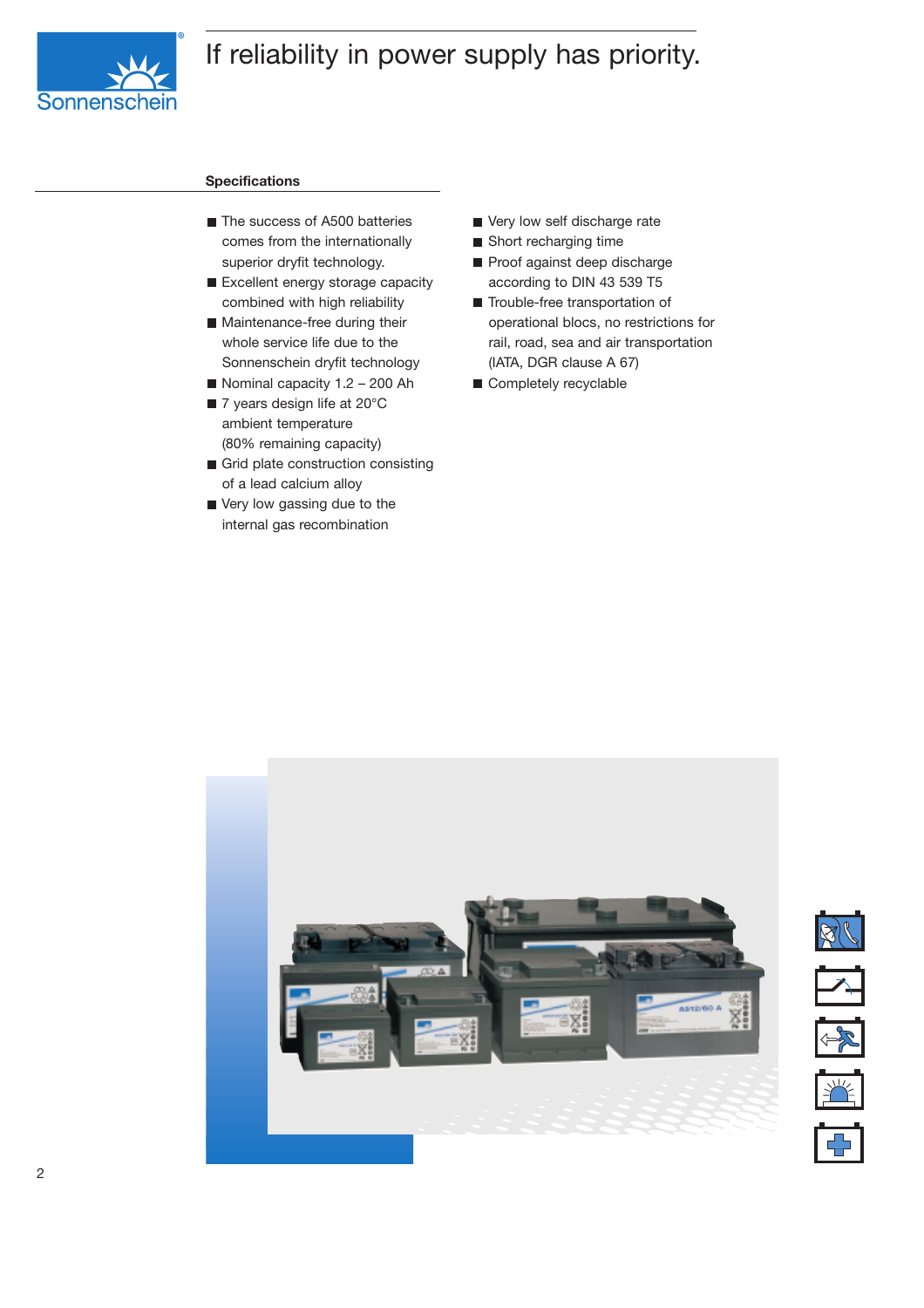# If reliability in power supply has priority.

## Specifications

- The success of A500 batteries comes from the internationally superior dryfit technology.
- Excellent energy storage capacity combined with high reliability
- Maintenance-free during their whole service life due to the Sonnenschein dryfit technology
- Nominal capacity 1.2 – 200 Ah
- 7 years design life at 20°C ambient temperature (80% remaining capacity)
- Grid plate construction consisting of a lead calcium alloy
- Very low gassing due to the internal gas recombination
- Very low self discharge rate
- Short recharging time
- Proof against deep discharge according to DIN 43 539 T5
- Trouble-free transportation of operational blocs, no restrictions for rail, road, sea and air transportation (IATA, DGR clause A 67)
- Completely recyclable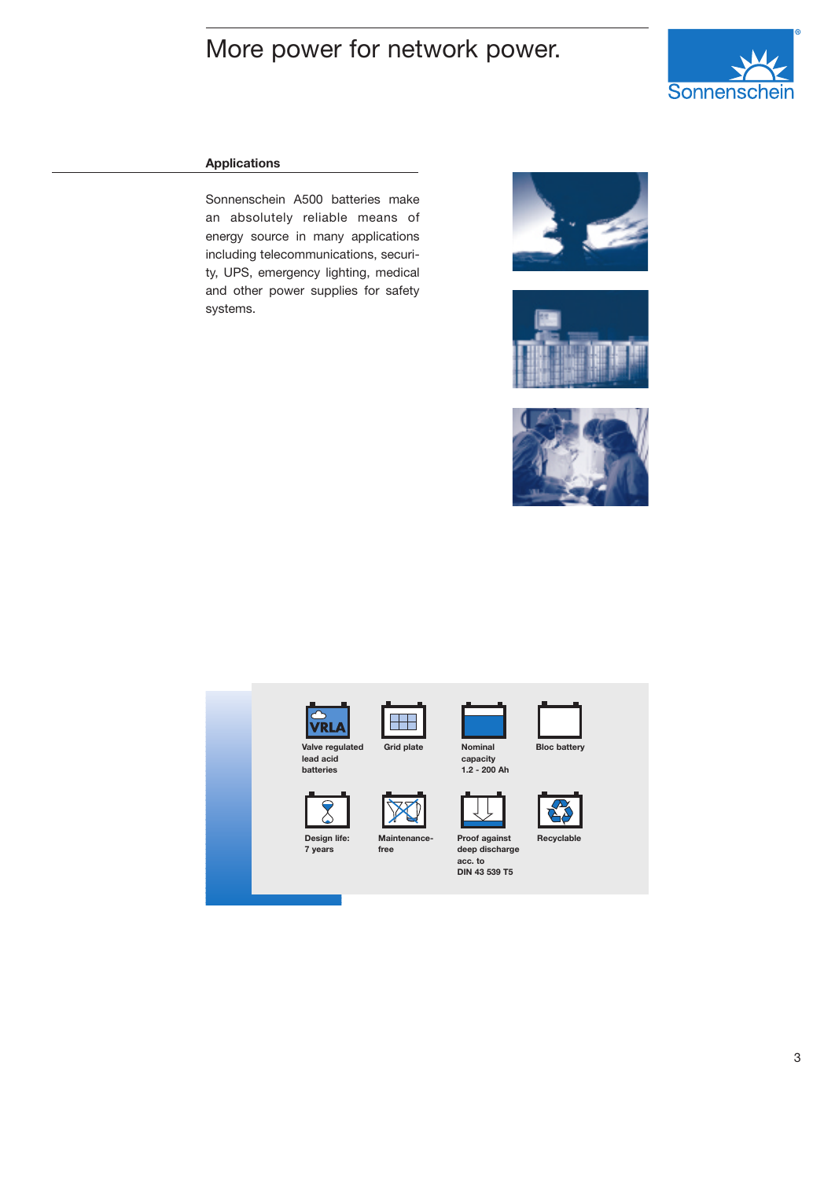# More power for network power.

## Applications

Sonnenschein A500 batteries make an absolutely reliable means of energy source in many applications including telecommunications, security, UPS, emergency lighting, medical and other power supplies for safety systems.

- Valve regulated lead acid batteries
- Grid plate
- Nominal capacity 1.2 - 200 Ah
- Bloc battery
- Design life: 7 years
- Maintenance-free
- Proof against deep discharge acc. to DIN 43 539 T5
- Recyclable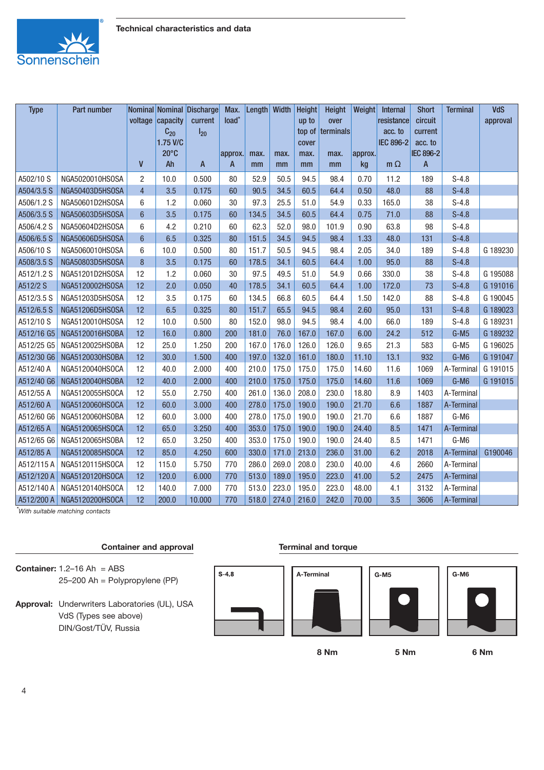## Technical characteristics and data

| Type | Part number | Nominal voltage | Nominal capacity $C_{20}$ 1.75 V/C 20°C | Discharge current $I_{20}$ | Max. load* approx. | Length max. | Width max. | Height up to top of cover max. | Height over terminals max. | Weight approx. | Internal resistance acc. to IEC 896-2 | Short circuit current acc. to IEC 896-2 | Terminal | VdS approval |
|---|---|---|---|---|---|---|---|---|---|---|---|---|---|---|
| | | V | Ah | A | A | mm | mm | mm | mm | kg | m Ω | A | | |
| A502/10 S | NGA5020010HS0SA | 2 | 10.0 | 0.500 | 80 | 52.9 | 50.5 | 94.5 | 98.4 | 0.70 | 11.2 | 189 | S-4.8 | |
| A504/3.5 S | NGA50403D5HS0SA | 4 | 3.5 | 0.175 | 60 | 90.5 | 34.5 | 60.5 | 64.4 | 0.50 | 48.0 | 88 | S-4.8 | |
| A506/1.2 S | NGA50601D2HS0SA | 6 | 1.2 | 0.060 | 30 | 97.3 | 25.5 | 51.0 | 54.9 | 0.33 | 165.0 | 38 | S-4.8 | |
| A506/3.5 S | NGA50603D5HS0SA | 6 | 3.5 | 0.175 | 60 | 134.5 | 34.5 | 60.5 | 64.4 | 0.75 | 71.0 | 88 | S-4.8 | |
| A506/4.2 S | NGA50604D2HS0SA | 6 | 4.2 | 0.210 | 60 | 62.3 | 52.0 | 98.0 | 101.9 | 0.90 | 63.8 | 98 | S-4.8 | |
| A506/6.5 S | NGA50606D5HS0SA | 6 | 6.5 | 0.325 | 80 | 151.5 | 34.5 | 94.5 | 98.4 | 1.33 | 48.0 | 131 | S-4.8 | |
| A506/10 S | NGA5060010HS0SA | 6 | 10.0 | 0.500 | 80 | 151.7 | 50.5 | 94.5 | 98.4 | 2.05 | 34.0 | 189 | S-4.8 | G 189230 |
| A508/3.5 S | NGA50803D5HS0SA | 8 | 3.5 | 0.175 | 60 | 178.5 | 34.1 | 60.5 | 64.4 | 1.00 | 95.0 | 88 | S-4.8 | |
| A512/1.2 S | NGA51201D2HS0SA | 12 | 1.2 | 0.060 | 30 | 97.5 | 49.5 | 51.0 | 54.9 | 0.66 | 330.0 | 38 | S-4.8 | G 195088 |
| A512/2 S | NGA5120002HS0SA | 12 | 2.0 | 0.050 | 40 | 178.5 | 34.1 | 60.5 | 64.4 | 1.00 | 172.0 | 73 | S-4.8 | G 191016 |
| A512/3.5 S | NGA51203D5HS0SA | 12 | 3.5 | 0.175 | 60 | 134.5 | 66.8 | 60.5 | 64.4 | 1.50 | 142.0 | 88 | S-4.8 | G 190045 |
| A512/6.5 S | NGA51206D5HS0SA | 12 | 6.5 | 0.325 | 80 | 151.7 | 65.5 | 94.5 | 98.4 | 2.60 | 95.0 | 131 | S-4.8 | G 189023 |
| A512/10 S | NGA5120010HS0SA | 12 | 10.0 | 0.500 | 80 | 152.0 | 98.0 | 94.5 | 98.4 | 4.00 | 66.0 | 189 | S-4.8 | G 189231 |
| A512/16 G5 | NGA5120016HS0BA | 12 | 16.0 | 0.800 | 200 | 181.0 | 76.0 | 167.0 | 167.0 | 6.00 | 24.2 | 512 | G-M5 | G 189232 |
| A512/25 G5 | NGA5120025HS0BA | 12 | 25.0 | 1.250 | 200 | 167.0 | 176.0 | 126.0 | 126.0 | 9.65 | 21.3 | 583 | G-M5 | G 196025 |
| A512/30 G6 | NGA5120030HS0BA | 12 | 30.0 | 1.500 | 400 | 197.0 | 132.0 | 161.0 | 180.0 | 11.10 | 13.1 | 932 | G-M6 | G 191047 |
| A512/40 A | NGA5120040HS0CA | 12 | 40.0 | 2.000 | 400 | 210.0 | 175.0 | 175.0 | 175.0 | 14.60 | 11.6 | 1069 | A-Terminal | G 191015 |
| A512/40 G6 | NGA5120040HS0BA | 12 | 40.0 | 2.000 | 400 | 210.0 | 175.0 | 175.0 | 175.0 | 14.60 | 11.6 | 1069 | G-M6 | G 191015 |
| A512/55 A | NGA5120055HS0CA | 12 | 55.0 | 2.750 | 400 | 261.0 | 136.0 | 208.0 | 230.0 | 18.80 | 8.9 | 1403 | A-Terminal | |
| A512/60 A | NGA5120060HS0CA | 12 | 60.0 | 3.000 | 400 | 278.0 | 175.0 | 190.0 | 190.0 | 21.70 | 6.6 | 1887 | A-Terminal | |
| A512/60 G6 | NGA5120060HS0BA | 12 | 60.0 | 3.000 | 400 | 278.0 | 175.0 | 190.0 | 190.0 | 21.70 | 6.6 | 1887 | G-M6 | |
| A512/65 A | NGA5120065HS0CA | 12 | 65.0 | 3.250 | 400 | 353.0 | 175.0 | 190.0 | 190.0 | 24.40 | 8.5 | 1471 | A-Terminal | |
| A512/65 G6 | NGA5120065HS0BA | 12 | 65.0 | 3.250 | 400 | 353.0 | 175.0 | 190.0 | 190.0 | 24.40 | 8.5 | 1471 | G-M6 | |
| A512/85 A | NGA5120085HS0CA | 12 | 85.0 | 4.250 | 600 | 330.0 | 171.0 | 213.0 | 236.0 | 31.00 | 6.2 | 2018 | A-Terminal | G190046 |
| A512/115 A | NGA5120115HS0CA | 12 | 115.0 | 5.750 | 770 | 286.0 | 269.0 | 208.0 | 230.0 | 40.00 | 4.6 | 2660 | A-Terminal | |
| A512/120 A | NGA5120120HS0CA | 12 | 120.0 | 6.000 | 770 | 513.0 | 189.0 | 195.0 | 223.0 | 41.00 | 5.2 | 2475 | A-Terminal | |
| A512/140 A | NGA5120140HS0CA | 12 | 140.0 | 7.000 | 770 | 513.0 | 223.0 | 195.0 | 223.0 | 48.00 | 4.1 | 3132 | A-Terminal | |
| A512/200 A | NGA5120200HS0CA | 12 | 200.0 | 10.000 | 770 | 518.0 | 274.0 | 216.0 | 242.0 | 70.00 | 3.5 | 3606 | A-Terminal | |

*With suitable matching contacts

### Container and approval

**Container:** 1.2–16 Ah = ABS
25–200 Ah = Polypropylene (PP)

**Approval:** Underwriters Laboratories (UL), USA
VdS (Types see above)
DIN/Gost/TÜV, Russia

### Terminal and torque

| S-4.8 | A-Terminal | G-M5 | G-M6 |
|---|---|---|---|
| | 8 Nm | 5 Nm | 6 Nm |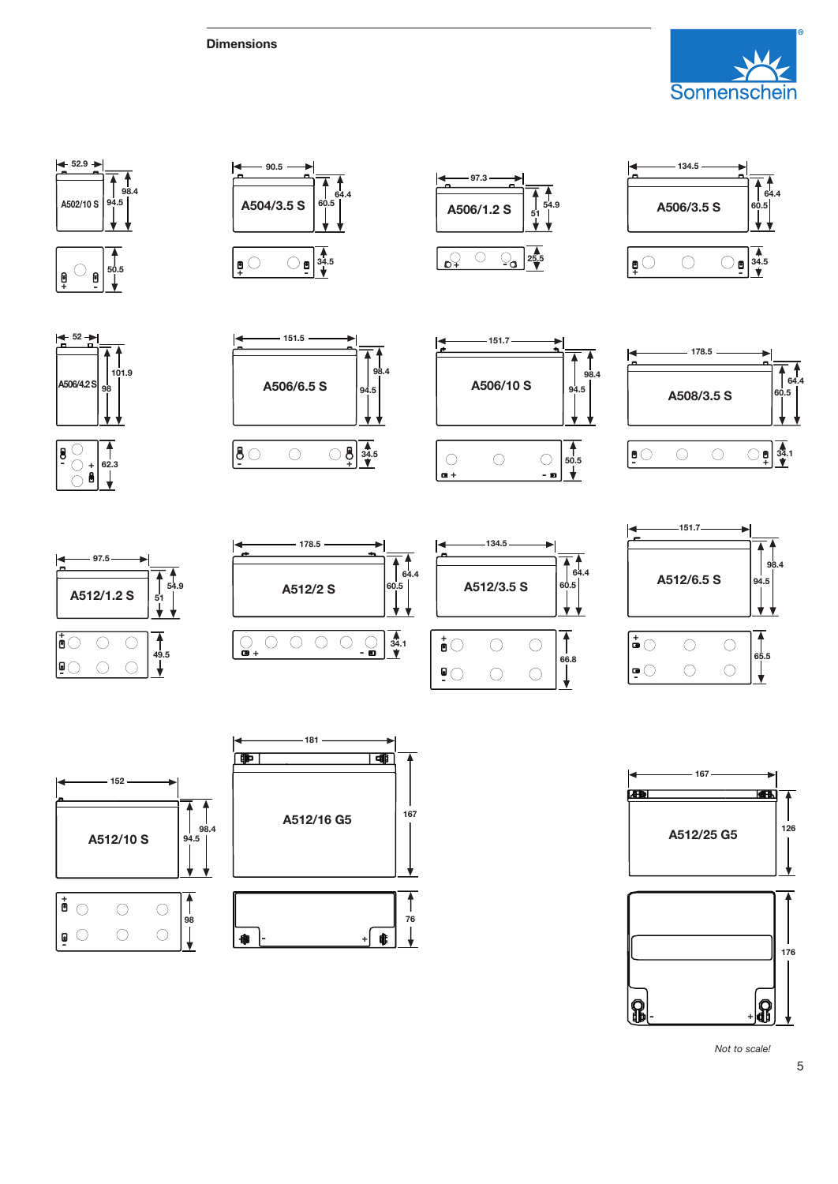## Dimensions

| Model | Length | Height (case) | Height (incl. terminals) | Width |
|---|---|---|---|---|
| A502/10 S | 52.9 | 94.5 | 98.4 | 50.5 |
| A504/3.5 S | 90.5 | 60.5 | 64.4 | 34.5 |
| A506/1.2 S | 97.3 | 51 | 54.9 | 25.5 |
| A506/3.5 S | 134.5 | 60.5 | 64.4 | 34.5 |
| A506/4.2 S | 52 | 98 | 101.9 | 62.3 |
| A506/6.5 S | 151.5 | 94.5 | 98.4 | 34.5 |
| A506/10 S | 151.7 | 94.5 | 98.4 | 50.5 |
| A508/3.5 S | 178.5 | 60.5 | 64.4 | 34.1 |
| A512/1.2 S | 97.5 | 51 | 54.9 | 49.5 |
| A512/2 S | 178.5 | 60.5 | 64.4 | 34.1 |
| A512/3.5 S | 134.5 | 60.5 | 64.4 | 66.8 |
| A512/6.5 S | 151.7 | 94.5 | 98.4 | 65.5 |
| A512/10 S | 152 | 94.5 | 98.4 | 98 |
| A512/16 G5 | 181 | | 167 | 76 |
| A512/25 G5 | 167 | | 126 | 176 |

*Not to scale!*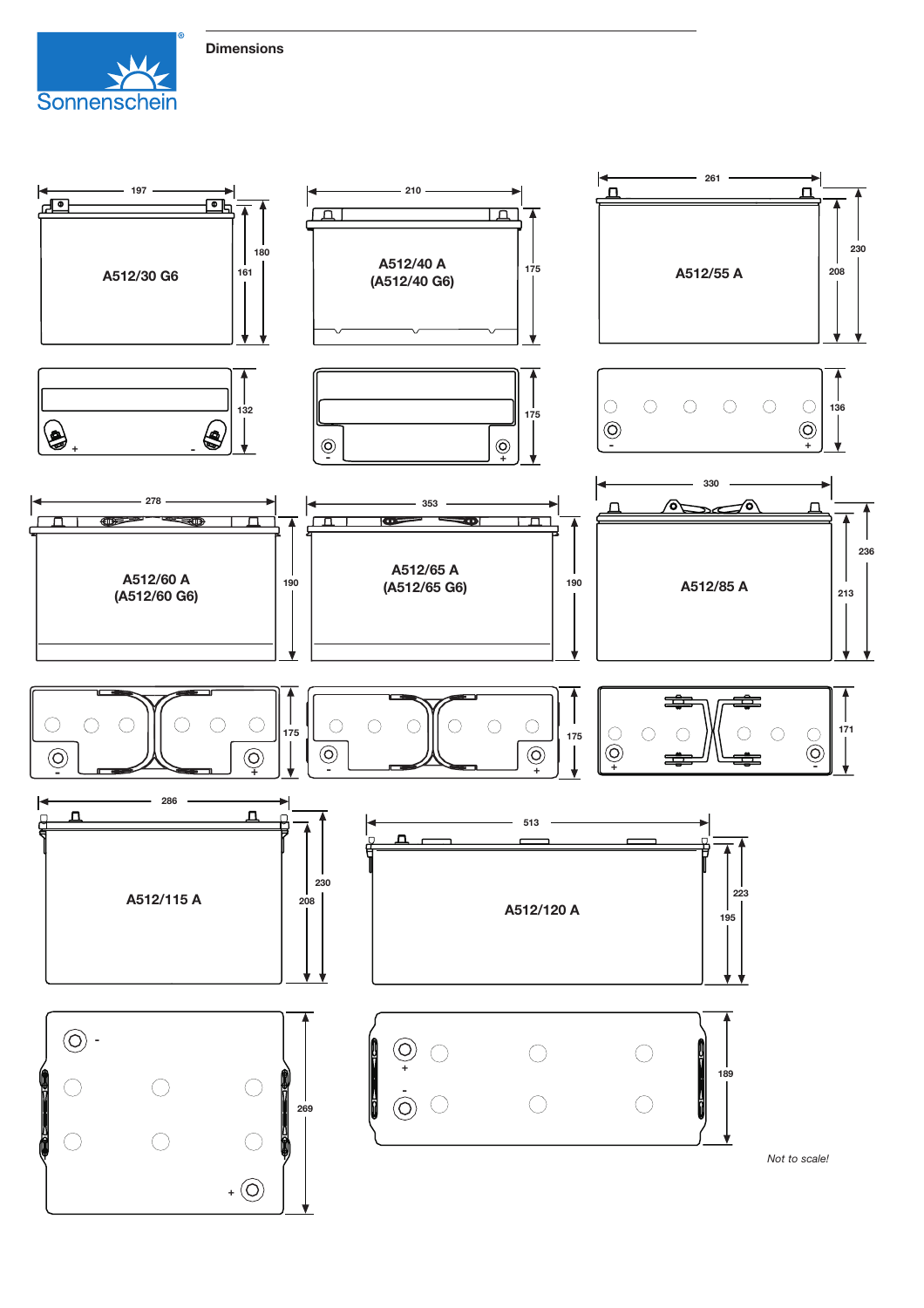## Dimensions

A512/30 G6 — 197, 180, 161, 132

A512/40 A (A512/40 G6) — 210, 175, 175

A512/55 A — 261, 230, 208, 136

A512/60 A (A512/60 G6) — 278, 190, 175

A512/65 A (A512/65 G6) — 353, 190, 175

A512/85 A — 330, 236, 213, 171

A512/115 A — 286, 230, 208, 269

A512/120 A — 513, 223, 195, 189

*Not to scale!*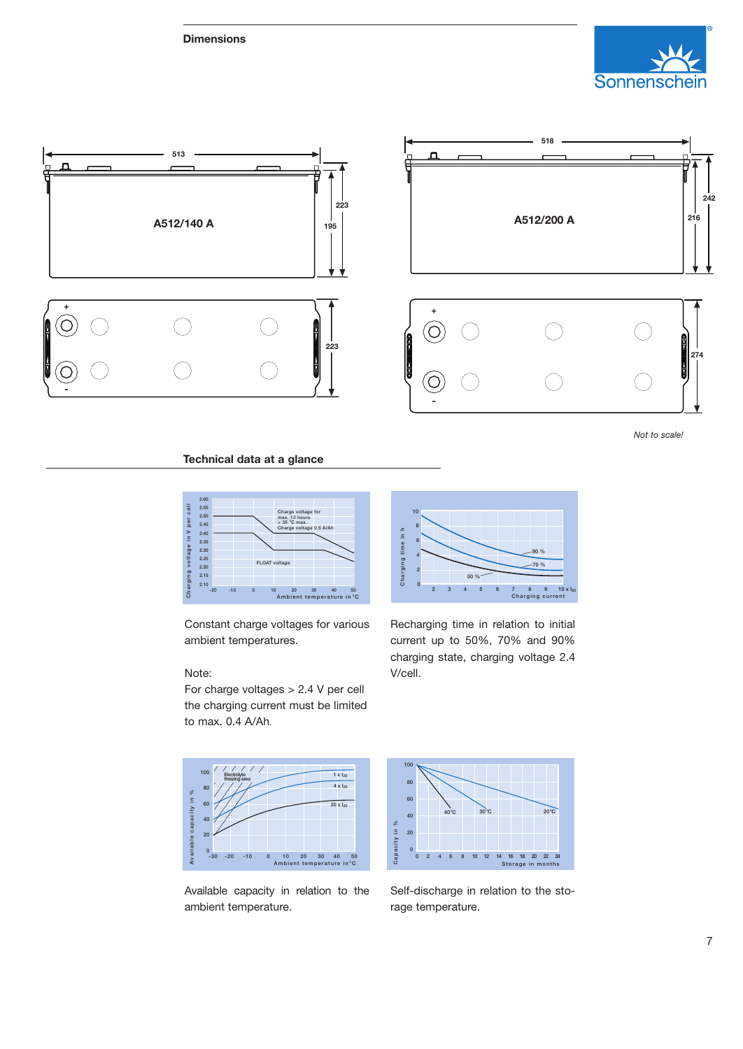## Dimensions

A512/140 A

513

223

195

223

A512/200 A

518

242

216

274

*Not to scale!*

## Technical data at a glance

Constant charge voltages for various ambient temperatures.

Note:
For charge voltages > 2.4 V per cell the charging current must be limited to max. 0.4 A/Ah.

Recharging time in relation to initial current up to 50%, 70% and 90% charging state, charging voltage 2.4 V/cell.

Available capacity in relation to the ambient temperature.

Self-discharge in relation to the storage temperature.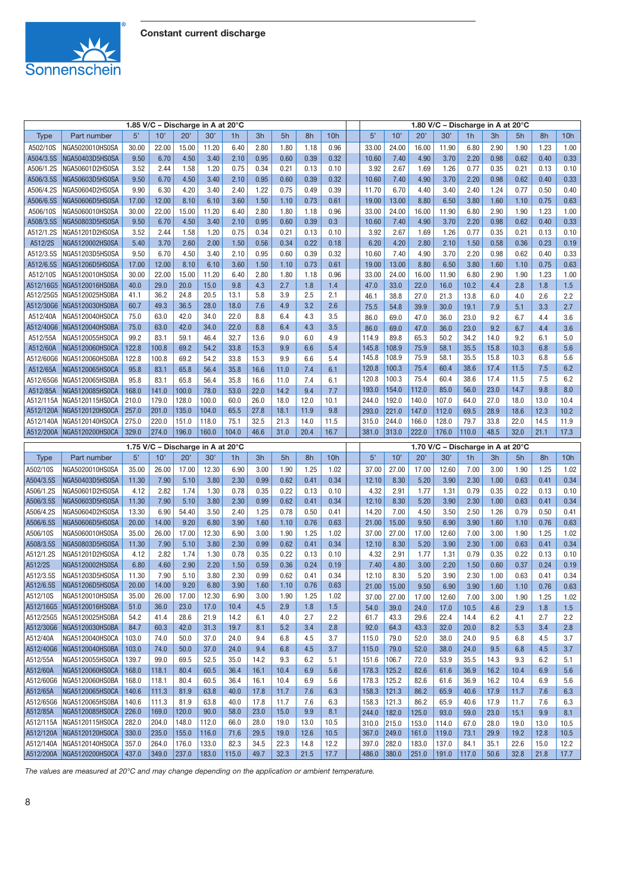## Constant current discharge

| | | 1.85 V/C – Discharge in A at 20°C | | | | | | | | | 1.80 V/C – Discharge in A at 20°C | | | | | | | | |
|---|---|---|---|---|---|---|---|---|---|---|---|---|---|---|---|---|---|---|---|
| Type | Part number | 5' | 10' | 20' | 30' | 1h | 3h | 5h | 8h | 10h | 5' | 10' | 20' | 30' | 1h | 3h | 5h | 8h | 10h |
| A502/10S | NGA5020010HS0SA | 30.00 | 22.00 | 15.00 | 11.20 | 6.40 | 2.80 | 1.80 | 1.18 | 0.96 | 33.00 | 24.00 | 16.00 | 11.90 | 6.80 | 2.90 | 1.90 | 1.23 | 1.00 |
| A504/3.5S | NGA50403D5HS0SA | 9.50 | 6.70 | 4.50 | 3.40 | 2.10 | 0.95 | 0.60 | 0.39 | 0.32 | 10.60 | 7.40 | 4.90 | 3.70 | 2.20 | 0.98 | 0.62 | 0.40 | 0.33 |
| A506/1.2S | NGA50601D2HS0SA | 3.52 | 2.44 | 1.58 | 1.20 | 0.75 | 0.34 | 0.21 | 0.13 | 0.10 | 3.92 | 2.67 | 1.69 | 1.26 | 0.77 | 0.35 | 0.21 | 0.13 | 0.10 |
| A506/3.5S | NGA50603D5HS0SA | 9.50 | 6.70 | 4.50 | 3.40 | 2.10 | 0.95 | 0.60 | 0.39 | 0.32 | 10.60 | 7.40 | 4.90 | 3.70 | 2.20 | 0.98 | 0.62 | 0.40 | 0.33 |
| A506/4.2S | NGA50604D2HS0SA | 9.90 | 6.30 | 4.20 | 3.40 | 2.40 | 1.22 | 0.75 | 0.49 | 0.39 | 11.70 | 6.70 | 4.40 | 3.40 | 2.40 | 1.24 | 0.77 | 0.50 | 0.40 |
| A506/6.5S | NGA50606D5HS0SA | 17.00 | 12.00 | 8.10 | 6.10 | 3.60 | 1.50 | 1.10 | 0.73 | 0.61 | 19.00 | 13.00 | 8.80 | 6.50 | 3.80 | 1.60 | 1.10 | 0.75 | 0.63 |
| A506/10S | NGA5060010HS0SA | 30.00 | 22.00 | 15.00 | 11.20 | 6.40 | 2.80 | 1.80 | 1.18 | 0.96 | 33.00 | 24.00 | 16.00 | 11.90 | 6.80 | 2.90 | 1.90 | 1.23 | 1.00 |
| A508/3.5S | NGA50803D5HS0SA | 9.50 | 6.70 | 4.50 | 3.40 | 2.10 | 0.95 | 0.60 | 0.39 | 0.3 | 10.60 | 7.40 | 4.90 | 3.70 | 2.20 | 0.98 | 0.62 | 0.40 | 0.33 |
| A512/1.2S | NGA51201D2HS0SA | 3.52 | 2.44 | 1.58 | 1.20 | 0.75 | 0.34 | 0.21 | 0.13 | 0.10 | 3.92 | 2.67 | 1.69 | 1.26 | 0.77 | 0.35 | 0.21 | 0.13 | 0.10 |
| A512/2S | NGA5120002HS0SA | 5.40 | 3.70 | 2.60 | 2.00 | 1.50 | 0.56 | 0.34 | 0.22 | 0.18 | 6.20 | 4.20 | 2.80 | 2.10 | 1.50 | 0.58 | 0.36 | 0.23 | 0.19 |
| A512/3.5S | NGA51203D5HS0SA | 9.50 | 6.70 | 4.50 | 3.40 | 2.10 | 0.95 | 0.60 | 0.39 | 0.32 | 10.60 | 7.40 | 4.90 | 3.70 | 2.20 | 0.98 | 0.62 | 0.40 | 0.33 |
| A512/6.5S | NGA51206D5HS0SA | 17.00 | 12.00 | 8.10 | 6.10 | 3.60 | 1.50 | 1.10 | 0.73 | 0.61 | 19.00 | 13.00 | 8.80 | 6.50 | 3.80 | 1.60 | 1.10 | 0.75 | 0.63 |
| A512/10S | NGA5120010HS0SA | 30.00 | 22.00 | 15.00 | 11.20 | 6.40 | 2.80 | 1.80 | 1.18 | 0.96 | 33.00 | 24.00 | 16.00 | 11.90 | 6.80 | 2.90 | 1.90 | 1.23 | 1.00 |
| A512/16G5 | NGA5120016HS0BA | 40.0 | 29.0 | 20.0 | 15.0 | 9.8 | 4.3 | 2.7 | 1.8 | 1.4 | 47.0 | 33.0 | 22.0 | 16.0 | 10.2 | 4.4 | 2.8 | 1.8 | 1.5 |
| A512/25G5 | NGA5120025HS0BA | 41.1 | 36.2 | 24.8 | 20.5 | 13.1 | 5.8 | 3.9 | 2.5 | 2.1 | 46.1 | 38.8 | 27.0 | 21.3 | 13.8 | 6.0 | 4.0 | 2.6 | 2.2 |
| A512/30G6 | NGA5120030HS0BA | 60.7 | 49.3 | 36.5 | 28.0 | 18.0 | 7.6 | 4.9 | 3.2 | 2.6 | 75.5 | 54.8 | 39.9 | 30.0 | 19.1 | 7.9 | 5.1 | 3.3 | 2.7 |
| A512/40A | NGA5120040HS0CA | 75.0 | 63.0 | 42.0 | 34.0 | 22.0 | 8.8 | 6.4 | 4.3 | 3.5 | 86.0 | 69.0 | 47.0 | 36.0 | 23.0 | 9.2 | 6.7 | 4.4 | 3.6 |
| A512/40G6 | NGA5120040HS0BA | 75.0 | 63.0 | 42.0 | 34.0 | 22.0 | 8.8 | 6.4 | 4.3 | 3.5 | 86.0 | 69.0 | 47.0 | 36.0 | 23.0 | 9.2 | 6.7 | 4.4 | 3.6 |
| A512/55A | NGA5120055HS0CA | 99.2 | 83.1 | 59.1 | 46.4 | 32.7 | 13.6 | 9.0 | 6.0 | 4.9 | 114.9 | 89.8 | 65.3 | 50.2 | 34.2 | 14.0 | 9.2 | 6.1 | 5.0 |
| A512/60A | NGA5120060HS0CA | 122.8 | 100.8 | 69.2 | 54.2 | 33.8 | 15.3 | 9.9 | 6.6 | 5.4 | 145.8 | 108.9 | 75.9 | 58.1 | 35.5 | 15.8 | 10.3 | 6.8 | 5.6 |
| A512/60G6 | NGA5120060HS0BA | 122.8 | 100.8 | 69.2 | 54.2 | 33.8 | 15.3 | 9.9 | 6.6 | 5.4 | 145.8 | 108.9 | 75.9 | 58.1 | 35.5 | 15.8 | 10.3 | 6.8 | 5.6 |
| A512/65A | NGA5120065HS0CA | 95.8 | 83.1 | 65.8 | 56.4 | 35.8 | 16.6 | 11.0 | 7.4 | 6.1 | 120.8 | 100.3 | 75.4 | 60.4 | 38.6 | 17.4 | 11.5 | 7.5 | 6.2 |
| A512/65G6 | NGA5120065HS0BA | 95.8 | 83.1 | 65.8 | 56.4 | 35.8 | 16.6 | 11.0 | 7.4 | 6.1 | 120.8 | 100.3 | 75.4 | 60.4 | 38.6 | 17.4 | 11.5 | 7.5 | 6.2 |
| A512/85A | NGA5120085HS0CA | 168.0 | 141.0 | 100.0 | 78.0 | 53.0 | 22.0 | 14.2 | 9.4 | 7.7 | 193.0 | 154.0 | 112.0 | 85.0 | 56.0 | 23.0 | 14.7 | 9.8 | 8.0 |
| A512/115A | NGA5120115HS0CA | 210.0 | 179.0 | 128.0 | 100.0 | 60.0 | 26.0 | 18.0 | 12.0 | 10.1 | 244.0 | 192.0 | 140.0 | 107.0 | 64.0 | 27.0 | 18.0 | 13.0 | 10.4 |
| A512/120A | NGA5120120HS0CA | 257.0 | 201.0 | 135.0 | 104.0 | 65.5 | 27.8 | 18.1 | 11.9 | 9.8 | 293.0 | 221.0 | 147.0 | 112.0 | 69.5 | 28.9 | 18.6 | 12.3 | 10.2 |
| A512/140A | NGA5120140HS0CA | 275.0 | 220.0 | 151.0 | 118.0 | 75.1 | 32.5 | 21.3 | 14.0 | 11.5 | 315.0 | 244.0 | 166.0 | 128.0 | 79.7 | 33.8 | 22.0 | 14.5 | 11.9 |
| A512/200A | NGA5120200HS0CA | 329.0 | 274.0 | 196.0 | 160.0 | 104.0 | 46.6 | 31.0 | 20.4 | 16.7 | 381.0 | 313.0 | 222.0 | 176.0 | 110.0 | 48.5 | 32.0 | 21.1 | 17.3 |

| | | 1.75 V/C – Discharge in A at 20°C | | | | | | | | | 1.70 V/C – Discharge in A at 20°C | | | | | | | | |
|---|---|---|---|---|---|---|---|---|---|---|---|---|---|---|---|---|---|---|---|
| Type | Part number | 5' | 10' | 20' | 30' | 1h | 3h | 5h | 8h | 10h | 5' | 10' | 20' | 30' | 1h | 3h | 5h | 8h | 10h |
| A502/10S | NGA5020010HS0SA | 35.00 | 26.00 | 17.00 | 12.30 | 6.90 | 3.00 | 1.90 | 1.25 | 1.02 | 37.00 | 27.00 | 17.00 | 12.60 | 7.00 | 3.00 | 1.90 | 1.25 | 1.02 |
| A504/3.5S | NGA50403D5HS0SA | 11.30 | 7.90 | 5.10 | 3.80 | 2.30 | 0.99 | 0.62 | 0.41 | 0.34 | 12.10 | 8.30 | 5.20 | 3.90 | 2.30 | 1.00 | 0.63 | 0.41 | 0.34 |
| A506/1.2S | NGA50601D2HS0SA | 4.12 | 2.82 | 1.74 | 1.30 | 0.78 | 0.35 | 0.22 | 0.13 | 0.10 | 4.32 | 2.91 | 1.77 | 1.31 | 0.79 | 0.35 | 0.22 | 0.13 | 0.10 |
| A506/3.5S | NGA50603D5HS0SA | 11.30 | 7.90 | 5.10 | 3.80 | 2.30 | 0.99 | 0.62 | 0.41 | 0.34 | 12.10 | 8.30 | 5.20 | 3.90 | 2.30 | 1.00 | 0.63 | 0.41 | 0.34 |
| A506/4.2S | NGA50604D2HS0SA | 13.30 | 6.90 | 54.40 | 3.50 | 2.40 | 1.25 | 0.78 | 0.50 | 0.41 | 14.20 | 7.00 | 4.50 | 3.50 | 2.50 | 1.26 | 0.79 | 0.50 | 0.41 |
| A506/6.5S | NGA50606D5HS0SA | 20.00 | 14.00 | 9.20 | 6.80 | 3.90 | 1.60 | 1.10 | 0.76 | 0.63 | 21.00 | 15.00 | 9.50 | 6.90 | 3.90 | 1.60 | 1.10 | 0.76 | 0.63 |
| A506/10S | NGA5060010HS0SA | 35.00 | 26.00 | 17.00 | 12.30 | 6.90 | 3.00 | 1.90 | 1.25 | 1.02 | 37.00 | 27.00 | 17.00 | 12.60 | 7.00 | 3.00 | 1.90 | 1.25 | 1.02 |
| A508/3.5S | NGA50803D5HS0SA | 11.30 | 7.90 | 5.10 | 3.80 | 2.30 | 0.99 | 0.62 | 0.41 | 0.34 | 12.10 | 8.30 | 5.20 | 3.90 | 2.30 | 1.00 | 0.63 | 0.41 | 0.34 |
| A512/1.2S | NGA51201D2HS0SA | 4.12 | 2.82 | 1.74 | 1.30 | 0.78 | 0.35 | 0.22 | 0.13 | 0.10 | 4.32 | 2.91 | 1.77 | 1.31 | 0.79 | 0.35 | 0.22 | 0.13 | 0.10 |
| A512/2S | NGA5120002HS0SA | 6.80 | 4.60 | 2.90 | 2.20 | 1.50 | 0.59 | 0.36 | 0.24 | 0.19 | 7.40 | 4.80 | 3.00 | 2.20 | 1.50 | 0.60 | 0.37 | 0.24 | 0.19 |
| A512/3.5S | NGA51203D5HS0SA | 11.30 | 7.90 | 5.10 | 3.80 | 2.30 | 0.99 | 0.62 | 0.41 | 0.34 | 12.10 | 8.30 | 5.20 | 3.90 | 2.30 | 1.00 | 0.63 | 0.41 | 0.34 |
| A512/6.5S | NGA51206D5HS0SA | 20.00 | 14.00 | 9.20 | 6.80 | 3.90 | 1.60 | 1.10 | 0.76 | 0.63 | 21.00 | 15.00 | 9.50 | 6.90 | 3.90 | 1.60 | 1.10 | 0.76 | 0.63 |
| A512/10S | NGA5120010HS0SA | 35.00 | 26.00 | 17.00 | 12.30 | 6.90 | 3.00 | 1.90 | 1.25 | 1.02 | 37.00 | 27.00 | 17.00 | 12.60 | 7.00 | 3.00 | 1.90 | 1.25 | 1.02 |
| A512/16G5 | NGA5120016HS0BA | 51.0 | 36.0 | 23.0 | 17.0 | 10.4 | 4.5 | 2.9 | 1.8 | 1.5 | 54.0 | 39.0 | 24.0 | 17.0 | 10.5 | 4.6 | 2.9 | 1.8 | 1.5 |
| A512/25G5 | NGA5120025HS0BA | 54.2 | 41.4 | 28.6 | 21.9 | 14.2 | 6.1 | 4.0 | 2.7 | 2.2 | 61.7 | 43.3 | 29.6 | 22.4 | 14.4 | 6.2 | 4.1 | 2.7 | 2.2 |
| A512/30G6 | NGA5120030HS0BA | 84.7 | 60.3 | 42.0 | 31.3 | 19.7 | 8.1 | 5.2 | 3.4 | 2.8 | 92.0 | 64.3 | 43.3 | 32.0 | 20.0 | 8.2 | 5.3 | 3.4 | 2.8 |
| A512/40A | NGA5120040HS0CA | 103.0 | 74.0 | 50.0 | 37.0 | 24.0 | 9.4 | 6.8 | 4.5 | 3.7 | 115.0 | 79.0 | 52.0 | 38.0 | 24.0 | 9.5 | 6.8 | 4.5 | 3.7 |
| A512/40G6 | NGA5120040HS0BA | 103.0 | 74.0 | 50.0 | 37.0 | 24.0 | 9.4 | 6.8 | 4.5 | 3.7 | 115.0 | 79.0 | 52.0 | 38.0 | 24.0 | 9.5 | 6.8 | 4.5 | 3.7 |
| A512/55A | NGA5120055HS0CA | 139.7 | 99.0 | 69.5 | 52.5 | 35.0 | 14.2 | 9.3 | 6.2 | 5.1 | 151.6 | 106.7 | 72.0 | 53.9 | 35.5 | 14.3 | 9.3 | 6.2 | 5.1 |
| A512/60A | NGA5120060HS0CA | 168.0 | 118.1 | 80.4 | 60.5 | 36.4 | 16.1 | 10.4 | 6.9 | 5.6 | 178.3 | 125.2 | 82.6 | 61.6 | 36.9 | 16.2 | 10.4 | 6.9 | 5.6 |
| A512/60G6 | NGA5120060HS0BA | 168.0 | 118.1 | 80.4 | 60.5 | 36.4 | 16.1 | 10.4 | 6.9 | 5.6 | 178.3 | 125.2 | 82.6 | 61.6 | 36.9 | 16.2 | 10.4 | 6.9 | 5.6 |
| A512/65A | NGA5120065HS0CA | 140.6 | 111.3 | 81.9 | 63.8 | 40.0 | 17.8 | 11.7 | 7.6 | 6.3 | 158.3 | 121.3 | 86.2 | 65.9 | 40.6 | 17.9 | 11.7 | 7.6 | 6.3 |
| A512/65G6 | NGA5120065HS0BA | 140.6 | 111.3 | 81.9 | 63.8 | 40.0 | 17.8 | 11.7 | 7.6 | 6.3 | 158.3 | 121.3 | 86.2 | 65.9 | 40.6 | 17.9 | 11.7 | 7.6 | 6.3 |
| A512/85A | NGA5120085HS0CA | 226.0 | 169.0 | 120.0 | 90.0 | 58.0 | 23.0 | 15.0 | 9.9 | 8.1 | 244.0 | 182.0 | 125.0 | 93.0 | 59.0 | 23.0 | 15.1 | 9.9 | 8.1 |
| A512/115A | NGA5120115HS0CA | 282.0 | 204.0 | 148.0 | 112.0 | 66.0 | 28.0 | 19.0 | 13.0 | 10.5 | 310.0 | 215.0 | 153.0 | 114.0 | 67.0 | 28.0 | 19.0 | 13.0 | 10.5 |
| A512/120A | NGA5120120HS0CA | 330.0 | 235.0 | 155.0 | 116.0 | 71.6 | 29.5 | 19.0 | 12.6 | 10.5 | 367.0 | 249.0 | 161.0 | 119.0 | 73.1 | 29.9 | 19.2 | 12.8 | 10.5 |
| A512/140A | NGA5120140HS0CA | 357.0 | 264.0 | 176.0 | 133.0 | 82.3 | 34.5 | 22.3 | 14.8 | 12.2 | 397.0 | 282.0 | 183.0 | 137.0 | 84.1 | 35.1 | 22.6 | 15.0 | 12.2 |
| A512/200A | NGA5120200HS0CA | 437.0 | 349.0 | 237.0 | 183.0 | 115.0 | 49.7 | 32.3 | 21.5 | 17.7 | 486.0 | 380.0 | 251.0 | 191.0 | 117.0 | 50.6 | 32.8 | 21.8 | 17.7 |

*The values are measured at 20°C and may change depending on the application or ambient temperature.*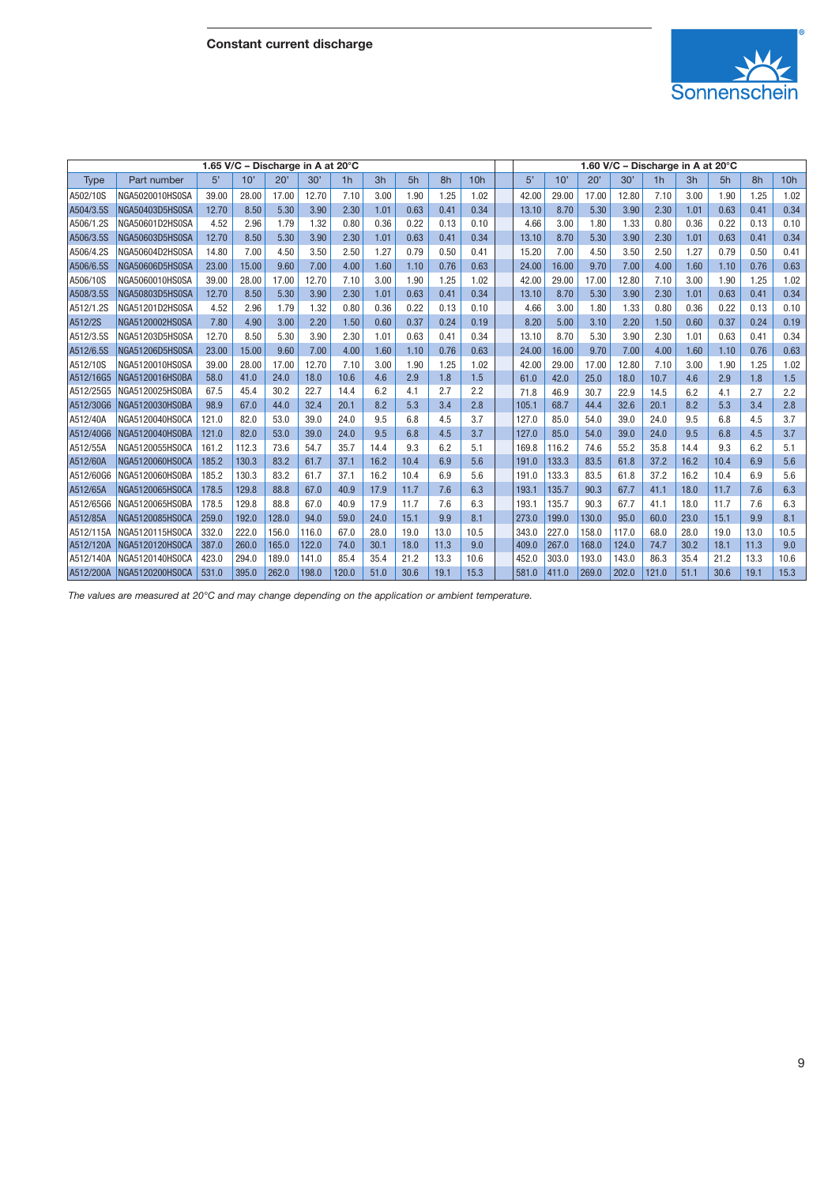## Constant current discharge

| | | 1.65 V/C – Discharge in A at 20°C | | | | | | | | | 1.60 V/C – Discharge in A at 20°C | | | | | | | | |
|---|---|---|---|---|---|---|---|---|---|---|---|---|---|---|---|---|---|---|---|
| Type | Part number | 5' | 10' | 20' | 30' | 1h | 3h | 5h | 8h | 10h | 5' | 10' | 20' | 30' | 1h | 3h | 5h | 8h | 10h |
| A502/10S | NGA5020010HS0SA | 39.00 | 28.00 | 17.00 | 12.70 | 7.10 | 3.00 | 1.90 | 1.25 | 1.02 | 42.00 | 29.00 | 17.00 | 12.80 | 7.10 | 3.00 | 1.90 | 1.25 | 1.02 |
| A504/3.5S | NGA50403D5HS0SA | 12.70 | 8.50 | 5.30 | 3.90 | 2.30 | 1.01 | 0.63 | 0.41 | 0.34 | 13.10 | 8.70 | 5.30 | 3.90 | 2.30 | 1.01 | 0.63 | 0.41 | 0.34 |
| A506/1.2S | NGA50601D2HS0SA | 4.52 | 2.96 | 1.79 | 1.32 | 0.80 | 0.36 | 0.22 | 0.13 | 0.10 | 4.66 | 3.00 | 1.80 | 1.33 | 0.80 | 0.36 | 0.22 | 0.13 | 0.10 |
| A506/3.5S | NGA50603D5HS0SA | 12.70 | 8.50 | 5.30 | 3.90 | 2.30 | 1.01 | 0.63 | 0.41 | 0.34 | 13.10 | 8.70 | 5.30 | 3.90 | 2.30 | 1.01 | 0.63 | 0.41 | 0.34 |
| A506/4.2S | NGA50604D2HS0SA | 14.80 | 7.00 | 4.50 | 3.50 | 2.50 | 1.27 | 0.79 | 0.50 | 0.41 | 15.20 | 7.00 | 4.50 | 3.50 | 2.50 | 1.27 | 0.79 | 0.50 | 0.41 |
| A506/6.5S | NGA50606D5HS0SA | 23.00 | 15.00 | 9.60 | 7.00 | 4.00 | 1.60 | 1.10 | 0.76 | 0.63 | 24.00 | 16.00 | 9.70 | 7.00 | 4.00 | 1.60 | 1.10 | 0.76 | 0.63 |
| A506/10S | NGA5060010HS0SA | 39.00 | 28.00 | 17.00 | 12.70 | 7.10 | 3.00 | 1.90 | 1.25 | 1.02 | 42.00 | 29.00 | 17.00 | 12.80 | 7.10 | 3.00 | 1.90 | 1.25 | 1.02 |
| A508/3.5S | NGA50803D5HS0SA | 12.70 | 8.50 | 5.30 | 3.90 | 2.30 | 1.01 | 0.63 | 0.41 | 0.34 | 13.10 | 8.70 | 5.30 | 3.90 | 2.30 | 1.01 | 0.63 | 0.41 | 0.34 |
| A512/1.2S | NGA51201D2HS0SA | 4.52 | 2.96 | 1.79 | 1.32 | 0.80 | 0.36 | 0.22 | 0.13 | 0.10 | 4.66 | 3.00 | 1.80 | 1.33 | 0.80 | 0.36 | 0.22 | 0.13 | 0.10 |
| A512/2S | NGA5120002HS0SA | 7.80 | 4.90 | 3.00 | 2.20 | 1.50 | 0.60 | 0.37 | 0.24 | 0.19 | 8.20 | 5.00 | 3.10 | 2.20 | 1.50 | 0.60 | 0.37 | 0.24 | 0.19 |
| A512/3.5S | NGA51203D5HS0SA | 12.70 | 8.50 | 5.30 | 3.90 | 2.30 | 1.01 | 0.63 | 0.41 | 0.34 | 13.10 | 8.70 | 5.30 | 3.90 | 2.30 | 1.01 | 0.63 | 0.41 | 0.34 |
| A512/6.5S | NGA51206D5HS0SA | 23.00 | 15.00 | 9.60 | 7.00 | 4.00 | 1.60 | 1.10 | 0.76 | 0.63 | 24.00 | 16.00 | 9.70 | 7.00 | 4.00 | 1.60 | 1.10 | 0.76 | 0.63 |
| A512/10S | NGA5120010HS0SA | 39.00 | 28.00 | 17.00 | 12.70 | 7.10 | 3.00 | 1.90 | 1.25 | 1.02 | 42.00 | 29.00 | 17.00 | 12.80 | 7.10 | 3.00 | 1.90 | 1.25 | 1.02 |
| A512/16G5 | NGA5120016HS0BA | 58.0 | 41.0 | 24.0 | 18.0 | 10.6 | 4.6 | 2.9 | 1.8 | 1.5 | 61.0 | 42.0 | 25.0 | 18.0 | 10.7 | 4.6 | 2.9 | 1.8 | 1.5 |
| A512/25G5 | NGA5120025HS0BA | 67.5 | 45.4 | 30.2 | 22.7 | 14.4 | 6.2 | 4.1 | 2.7 | 2.2 | 71.8 | 46.9 | 30.7 | 22.9 | 14.5 | 6.2 | 4.1 | 2.7 | 2.2 |
| A512/30G6 | NGA5120030HS0BA | 98.9 | 67.0 | 44.0 | 32.4 | 20.1 | 8.2 | 5.3 | 3.4 | 2.8 | 105.1 | 68.7 | 44.4 | 32.6 | 20.1 | 8.2 | 5.3 | 3.4 | 2.8 |
| A512/40A | NGA5120040HS0CA | 121.0 | 82.0 | 53.0 | 39.0 | 24.0 | 9.5 | 6.8 | 4.5 | 3.7 | 127.0 | 85.0 | 54.0 | 39.0 | 24.0 | 9.5 | 6.8 | 4.5 | 3.7 |
| A512/40G6 | NGA5120040HS0BA | 121.0 | 82.0 | 53.0 | 39.0 | 24.0 | 9.5 | 6.8 | 4.5 | 3.7 | 127.0 | 85.0 | 54.0 | 39.0 | 24.0 | 9.5 | 6.8 | 4.5 | 3.7 |
| A512/55A | NGA5120055HS0CA | 161.2 | 112.3 | 73.6 | 54.7 | 35.7 | 14.4 | 9.3 | 6.2 | 5.1 | 169.8 | 116.2 | 74.6 | 55.2 | 35.8 | 14.4 | 9.3 | 6.2 | 5.1 |
| A512/60A | NGA5120060HS0CA | 185.2 | 130.3 | 83.2 | 61.7 | 37.1 | 16.2 | 10.4 | 6.9 | 5.6 | 191.0 | 133.3 | 83.5 | 61.8 | 37.2 | 16.2 | 10.4 | 6.9 | 5.6 |
| A512/60G6 | NGA5120060HS0BA | 185.2 | 130.3 | 83.2 | 61.7 | 37.1 | 16.2 | 10.4 | 6.9 | 5.6 | 191.0 | 133.3 | 83.5 | 61.8 | 37.2 | 16.2 | 10.4 | 6.9 | 5.6 |
| A512/65A | NGA5120065HS0CA | 178.5 | 129.8 | 88.8 | 67.0 | 40.9 | 17.9 | 11.7 | 7.6 | 6.3 | 193.1 | 135.7 | 90.3 | 67.7 | 41.1 | 18.0 | 11.7 | 7.6 | 6.3 |
| A512/65G6 | NGA5120065HS0BA | 178.5 | 129.8 | 88.8 | 67.0 | 40.9 | 17.9 | 11.7 | 7.6 | 6.3 | 193.1 | 135.7 | 90.3 | 67.7 | 41.1 | 18.0 | 11.7 | 7.6 | 6.3 |
| A512/85A | NGA5120085HS0CA | 259.0 | 192.0 | 128.0 | 94.0 | 59.0 | 24.0 | 15.1 | 9.9 | 8.1 | 273.0 | 199.0 | 130.0 | 95.0 | 60.0 | 23.0 | 15.1 | 9.9 | 8.1 |
| A512/115A | NGA5120115HS0CA | 332.0 | 222.0 | 156.0 | 116.0 | 67.0 | 28.0 | 19.0 | 13.0 | 10.5 | 343.0 | 227.0 | 158.0 | 117.0 | 68.0 | 28.0 | 19.0 | 13.0 | 10.5 |
| A512/120A | NGA5120120HS0CA | 387.0 | 260.0 | 165.0 | 122.0 | 74.0 | 30.1 | 18.0 | 11.3 | 9.0 | 409.0 | 267.0 | 168.0 | 124.0 | 74.7 | 30.2 | 18.1 | 11.3 | 9.0 |
| A512/140A | NGA5120140HS0CA | 423.0 | 294.0 | 189.0 | 141.0 | 85.4 | 35.4 | 21.2 | 13.3 | 10.6 | 452.0 | 303.0 | 193.0 | 143.0 | 86.3 | 35.4 | 21.2 | 13.3 | 10.6 |
| A512/200A | NGA5120200HS0CA | 531.0 | 395.0 | 262.0 | 198.0 | 120.0 | 51.0 | 30.6 | 19.1 | 15.3 | 581.0 | 411.0 | 269.0 | 202.0 | 121.0 | 51.1 | 30.6 | 19.1 | 15.3 |

*The values are measured at 20°C and may change depending on the application or ambient temperature.*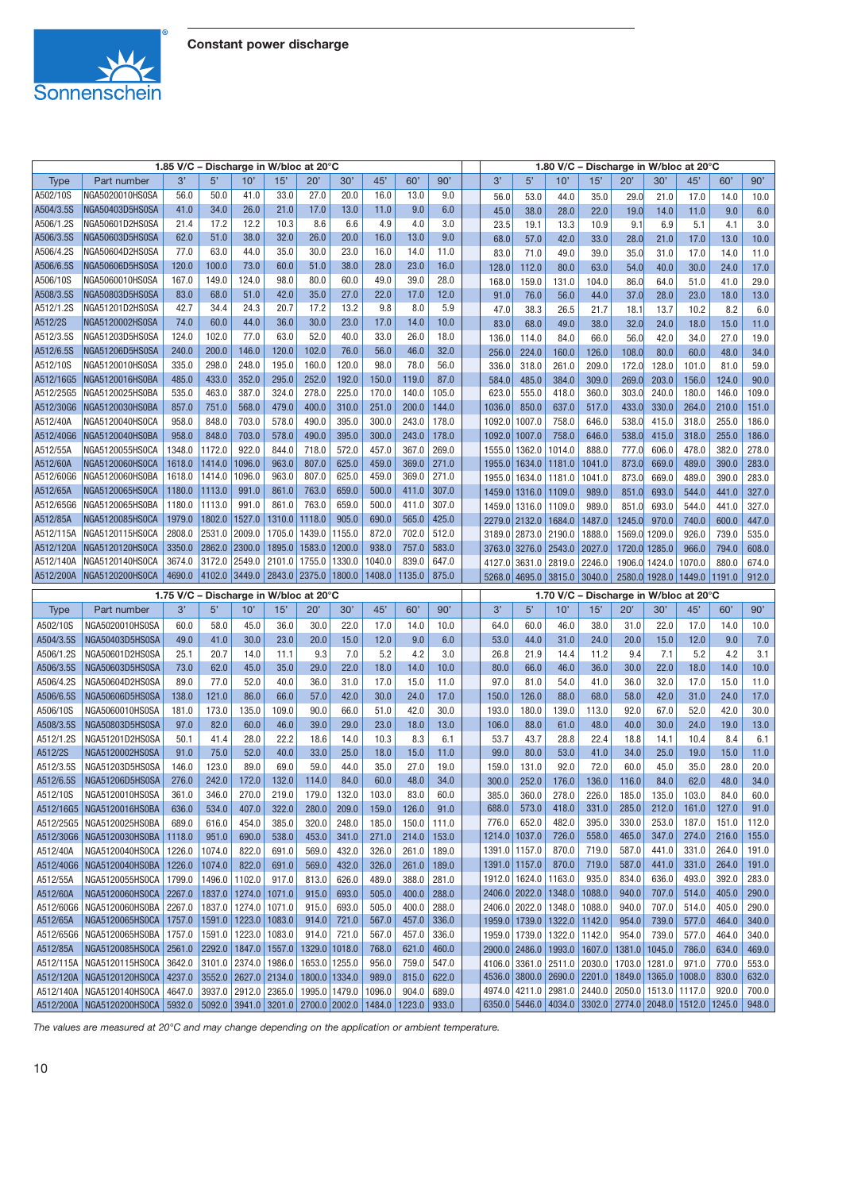## Constant power discharge

| Type | Part number | 1.85 V/C – Discharge in W/bloc at 20°C | | | | | | | | | 1.80 V/C – Discharge in W/bloc at 20°C | | | | | | | | |
|---|---|---|---|---|---|---|---|---|---|---|---|---|---|---|---|---|---|---|---|
| | | 3' | 5' | 10' | 15' | 20' | 30' | 45' | 60' | 90' | 3' | 5' | 10' | 15' | 20' | 30' | 45' | 60' | 90' |
| A502/10S | NGA5020010HS0SA | 56.0 | 50.0 | 41.0 | 33.0 | 27.0 | 20.0 | 16.0 | 13.0 | 9.0 | 56.0 | 53.0 | 44.0 | 35.0 | 29.0 | 21.0 | 17.0 | 14.0 | 10.0 |
| A504/3.5S | NGA50403D5HS0SA | 41.0 | 34.0 | 26.0 | 21.0 | 17.0 | 13.0 | 11.0 | 9.0 | 6.0 | 45.0 | 38.0 | 28.0 | 22.0 | 19.0 | 14.0 | 11.0 | 9.0 | 6.0 |
| A506/1.2S | NGA50601D2HS0SA | 21.4 | 17.2 | 12.2 | 10.3 | 8.6 | 6.6 | 4.9 | 4.0 | 3.0 | 23.5 | 19.1 | 13.3 | 10.9 | 9.1 | 6.9 | 5.1 | 4.1 | 3.0 |
| A506/3.5S | NGA50603D5HS0SA | 62.0 | 51.0 | 38.0 | 32.0 | 26.0 | 20.0 | 16.0 | 13.0 | 9.0 | 68.0 | 57.0 | 42.0 | 33.0 | 28.0 | 21.0 | 17.0 | 13.0 | 10.0 |
| A506/4.2S | NGA50604D2HS0SA | 77.0 | 63.0 | 44.0 | 35.0 | 30.0 | 23.0 | 16.0 | 14.0 | 11.0 | 83.0 | 71.0 | 49.0 | 39.0 | 35.0 | 31.0 | 17.0 | 14.0 | 11.0 |
| A506/6.5S | NGA50606D5HS0SA | 120.0 | 100.0 | 73.0 | 60.0 | 51.0 | 38.0 | 28.0 | 23.0 | 16.0 | 128.0 | 112.0 | 80.0 | 63.0 | 54.0 | 40.0 | 30.0 | 24.0 | 17.0 |
| A506/10S | NGA5060010HS0SA | 167.0 | 149.0 | 124.0 | 98.0 | 80.0 | 60.0 | 49.0 | 39.0 | 28.0 | 168.0 | 159.0 | 131.0 | 104.0 | 86.0 | 64.0 | 51.0 | 41.0 | 29.0 |
| A508/3.5S | NGA50803D5HS0SA | 83.0 | 68.0 | 51.0 | 42.0 | 35.0 | 27.0 | 22.0 | 17.0 | 12.0 | 91.0 | 76.0 | 56.0 | 44.0 | 37.0 | 28.0 | 23.0 | 18.0 | 13.0 |
| A512/1.2S | NGA51201D2HS0SA | 42.7 | 34.4 | 24.3 | 20.7 | 17.2 | 13.2 | 9.8 | 8.0 | 5.9 | 47.0 | 38.3 | 26.5 | 21.7 | 18.1 | 13.7 | 10.2 | 8.2 | 6.0 |
| A512/2S | NGA5120002HS0SA | 74.0 | 60.0 | 44.0 | 36.0 | 30.0 | 23.0 | 17.0 | 14.0 | 10.0 | 83.0 | 68.0 | 49.0 | 38.0 | 32.0 | 24.0 | 18.0 | 15.0 | 11.0 |
| A512/3.5S | NGA51203D5HS0SA | 124.0 | 102.0 | 77.0 | 63.0 | 52.0 | 40.0 | 33.0 | 26.0 | 18.0 | 136.0 | 114.0 | 84.0 | 66.0 | 56.0 | 42.0 | 34.0 | 27.0 | 19.0 |
| A512/6.5S | NGA51206D5HS0SA | 240.0 | 200.0 | 146.0 | 120.0 | 102.0 | 76.0 | 56.0 | 46.0 | 32.0 | 256.0 | 224.0 | 160.0 | 126.0 | 108.0 | 80.0 | 60.0 | 48.0 | 34.0 |
| A512/10S | NGA5120010HS0SA | 335.0 | 298.0 | 248.0 | 195.0 | 160.0 | 120.0 | 98.0 | 78.0 | 56.0 | 336.0 | 318.0 | 261.0 | 209.0 | 172.0 | 128.0 | 101.0 | 81.0 | 59.0 |
| A512/16G5 | NGA5120016HS0BA | 485.0 | 433.0 | 352.0 | 295.0 | 252.0 | 192.0 | 150.0 | 119.0 | 87.0 | 584.0 | 485.0 | 384.0 | 309.0 | 269.0 | 203.0 | 156.0 | 124.0 | 90.0 |
| A512/25G5 | NGA5120025HS0BA | 535.0 | 463.0 | 387.0 | 324.0 | 278.0 | 225.0 | 170.0 | 140.0 | 105.0 | 623.0 | 555.0 | 418.0 | 360.0 | 303.0 | 240.0 | 180.0 | 146.0 | 109.0 |
| A512/30G6 | NGA5120030HS0BA | 857.0 | 751.0 | 568.0 | 479.0 | 400.0 | 310.0 | 251.0 | 200.0 | 144.0 | 1036.0 | 850.0 | 637.0 | 517.0 | 433.0 | 330.0 | 264.0 | 210.0 | 151.0 |
| A512/40A | NGA5120040HS0CA | 958.0 | 848.0 | 703.0 | 578.0 | 490.0 | 395.0 | 300.0 | 243.0 | 178.0 | 1092.0 | 1007.0 | 758.0 | 646.0 | 538.0 | 415.0 | 318.0 | 255.0 | 186.0 |
| A512/40G6 | NGA5120040HS0BA | 958.0 | 848.0 | 703.0 | 578.0 | 490.0 | 395.0 | 300.0 | 243.0 | 178.0 | 1092.0 | 1007.0 | 758.0 | 646.0 | 538.0 | 415.0 | 318.0 | 255.0 | 186.0 |
| A512/55A | NGA5120055HS0CA | 1348.0 | 1172.0 | 922.0 | 844.0 | 718.0 | 572.0 | 457.0 | 367.0 | 269.0 | 1555.0 | 1362.0 | 1014.0 | 888.0 | 777.0 | 606.0 | 478.0 | 382.0 | 278.0 |
| A512/60A | NGA5120060HS0CA | 1618.0 | 1414.0 | 1096.0 | 963.0 | 807.0 | 625.0 | 459.0 | 369.0 | 271.0 | 1955.0 | 1634.0 | 1181.0 | 1041.0 | 873.0 | 669.0 | 489.0 | 390.0 | 283.0 |
| A512/60G6 | NGA5120060HS0BA | 1618.0 | 1414.0 | 1096.0 | 963.0 | 807.0 | 625.0 | 459.0 | 369.0 | 271.0 | 1955.0 | 1634.0 | 1181.0 | 1041.0 | 873.0 | 669.0 | 489.0 | 390.0 | 283.0 |
| A512/65A | NGA5120065HS0CA | 1180.0 | 1113.0 | 991.0 | 861.0 | 763.0 | 659.0 | 500.0 | 411.0 | 307.0 | 1459.0 | 1316.0 | 1109.0 | 989.0 | 851.0 | 693.0 | 544.0 | 441.0 | 327.0 |
| A512/65G6 | NGA5120065HS0BA | 1180.0 | 1113.0 | 991.0 | 861.0 | 763.0 | 659.0 | 500.0 | 411.0 | 307.0 | 1459.0 | 1316.0 | 1109.0 | 989.0 | 851.0 | 693.0 | 544.0 | 441.0 | 327.0 |
| A512/85A | NGA5120085HS0CA | 1979.0 | 1802.0 | 1527.0 | 1310.0 | 1118.0 | 905.0 | 690.0 | 565.0 | 425.0 | 2279.0 | 2132.0 | 1684.0 | 1487.0 | 1245.0 | 970.0 | 740.0 | 600.0 | 447.0 |
| A512/115A | NGA5120115HS0CA | 2808.0 | 2531.0 | 2009.0 | 1705.0 | 1439.0 | 1155.0 | 872.0 | 702.0 | 512.0 | 3189.0 | 2873.0 | 2190.0 | 1888.0 | 1569.0 | 1209.0 | 926.0 | 739.0 | 535.0 |
| A512/120A | NGA5120120HS0CA | 3350.0 | 2862.0 | 2300.0 | 1895.0 | 1583.0 | 1200.0 | 938.0 | 757.0 | 583.0 | 3763.0 | 3276.0 | 2543.0 | 2027.0 | 1720.0 | 1285.0 | 966.0 | 794.0 | 608.0 |
| A512/140A | NGA5120140HS0CA | 3674.0 | 3172.0 | 2549.0 | 2101.0 | 1755.0 | 1330.0 | 1040.0 | 839.0 | 647.0 | 4127.0 | 3631.0 | 2819.0 | 2246.0 | 1906.0 | 1424.0 | 1070.0 | 880.0 | 674.0 |
| A512/200A | NGA5120200HS0CA | 4690.0 | 4102.0 | 3449.0 | 2843.0 | 2375.0 | 1800.0 | 1408.0 | 1135.0 | 875.0 | 5268.0 | 4695.0 | 3815.0 | 3040.0 | 2580.0 | 1928.0 | 1449.0 | 1191.0 | 912.0 |

| Type | Part number | 1.75 V/C – Discharge in W/bloc at 20°C | | | | | | | | | 1.70 V/C – Discharge in W/bloc at 20°C | | | | | | | | |
|---|---|---|---|---|---|---|---|---|---|---|---|---|---|---|---|---|---|---|---|
| | | 3' | 5' | 10' | 15' | 20' | 30' | 45' | 60' | 90' | 3' | 5' | 10' | 15' | 20' | 30' | 45' | 60' | 90' |
| A502/10S | NGA5020010HS0SA | 60.0 | 58.0 | 45.0 | 36.0 | 30.0 | 22.0 | 17.0 | 14.0 | 10.0 | 64.0 | 60.0 | 46.0 | 38.0 | 31.0 | 22.0 | 17.0 | 14.0 | 10.0 |
| A504/3.5S | NGA50403D5HS0SA | 49.0 | 41.0 | 30.0 | 23.0 | 20.0 | 15.0 | 12.0 | 9.0 | 6.0 | 53.0 | 44.0 | 31.0 | 24.0 | 20.0 | 15.0 | 12.0 | 9.0 | 7.0 |
| A506/1.2S | NGA50601D2HS0SA | 25.1 | 20.7 | 14.0 | 11.1 | 9.3 | 7.0 | 5.2 | 4.2 | 3.0 | 26.8 | 21.9 | 14.4 | 11.2 | 9.4 | 7.1 | 5.2 | 4.2 | 3.1 |
| A506/3.5S | NGA50603D5HS0SA | 73.0 | 62.0 | 45.0 | 35.0 | 29.0 | 22.0 | 18.0 | 14.0 | 10.0 | 80.0 | 66.0 | 46.0 | 36.0 | 30.0 | 22.0 | 18.0 | 14.0 | 10.0 |
| A506/4.2S | NGA50604D2HS0SA | 89.0 | 77.0 | 52.0 | 40.0 | 36.0 | 31.0 | 17.0 | 15.0 | 11.0 | 97.0 | 81.0 | 54.0 | 41.0 | 36.0 | 32.0 | 17.0 | 15.0 | 11.0 |
| A506/6.5S | NGA50606D5HS0SA | 138.0 | 121.0 | 86.0 | 66.0 | 57.0 | 42.0 | 30.0 | 24.0 | 17.0 | 150.0 | 126.0 | 88.0 | 68.0 | 58.0 | 42.0 | 31.0 | 24.0 | 17.0 |
| A506/10S | NGA5060010HS0SA | 181.0 | 173.0 | 135.0 | 109.0 | 90.0 | 66.0 | 51.0 | 42.0 | 30.0 | 193.0 | 180.0 | 139.0 | 113.0 | 92.0 | 67.0 | 52.0 | 42.0 | 30.0 |
| A508/3.5S | NGA50803D5HS0SA | 97.0 | 82.0 | 60.0 | 46.0 | 39.0 | 29.0 | 23.0 | 18.0 | 13.0 | 106.0 | 88.0 | 61.0 | 48.0 | 40.0 | 30.0 | 24.0 | 19.0 | 13.0 |
| A512/1.2S | NGA51201D2HS0SA | 50.1 | 41.4 | 28.0 | 22.2 | 18.6 | 14.0 | 10.3 | 8.3 | 6.1 | 53.7 | 43.7 | 28.8 | 22.4 | 18.8 | 14.1 | 10.4 | 8.4 | 6.1 |
| A512/2S | NGA5120002HS0SA | 91.0 | 75.0 | 52.0 | 40.0 | 33.0 | 25.0 | 18.0 | 15.0 | 11.0 | 99.0 | 80.0 | 53.0 | 41.0 | 34.0 | 25.0 | 19.0 | 15.0 | 11.0 |
| A512/3.5S | NGA51203D5HS0SA | 146.0 | 123.0 | 89.0 | 69.0 | 59.0 | 44.0 | 35.0 | 27.0 | 19.0 | 159.0 | 131.0 | 92.0 | 72.0 | 60.0 | 45.0 | 35.0 | 28.0 | 20.0 |
| A512/6.5S | NGA51206D5HS0SA | 276.0 | 242.0 | 172.0 | 132.0 | 114.0 | 84.0 | 60.0 | 48.0 | 34.0 | 300.0 | 252.0 | 176.0 | 136.0 | 116.0 | 84.0 | 62.0 | 48.0 | 34.0 |
| A512/10S | NGA5120010HS0SA | 361.0 | 346.0 | 270.0 | 219.0 | 179.0 | 132.0 | 103.0 | 83.0 | 60.0 | 385.0 | 360.0 | 278.0 | 226.0 | 185.0 | 135.0 | 103.0 | 84.0 | 60.0 |
| A512/16G5 | NGA5120016HS0BA | 636.0 | 534.0 | 407.0 | 322.0 | 280.0 | 209.0 | 159.0 | 126.0 | 91.0 | 688.0 | 573.0 | 418.0 | 331.0 | 285.0 | 212.0 | 161.0 | 127.0 | 91.0 |
| A512/25G5 | NGA5120025HS0BA | 689.0 | 616.0 | 454.0 | 385.0 | 320.0 | 248.0 | 185.0 | 150.0 | 111.0 | 776.0 | 652.0 | 482.0 | 395.0 | 330.0 | 253.0 | 187.0 | 151.0 | 112.0 |
| A512/30G6 | NGA5120030HS0BA | 1118.0 | 951.0 | 690.0 | 538.0 | 453.0 | 341.0 | 271.0 | 214.0 | 153.0 | 1214.0 | 1037.0 | 726.0 | 558.0 | 465.0 | 347.0 | 274.0 | 216.0 | 155.0 |
| A512/40A | NGA5120040HS0CA | 1226.0 | 1074.0 | 822.0 | 691.0 | 569.0 | 432.0 | 326.0 | 261.0 | 189.0 | 1391.0 | 1157.0 | 870.0 | 719.0 | 587.0 | 441.0 | 331.0 | 264.0 | 191.0 |
| A512/40G6 | NGA5120040HS0BA | 1226.0 | 1074.0 | 822.0 | 691.0 | 569.0 | 432.0 | 326.0 | 261.0 | 189.0 | 1391.0 | 1157.0 | 870.0 | 719.0 | 587.0 | 441.0 | 331.0 | 264.0 | 191.0 |
| A512/55A | NGA5120055HS0CA | 1799.0 | 1496.0 | 1102.0 | 917.0 | 813.0 | 626.0 | 489.0 | 388.0 | 281.0 | 1912.0 | 1624.0 | 1163.0 | 935.0 | 834.0 | 636.0 | 493.0 | 392.0 | 283.0 |
| A512/60A | NGA5120060HS0CA | 2267.0 | 1837.0 | 1274.0 | 1071.0 | 915.0 | 693.0 | 505.0 | 400.0 | 288.0 | 2406.0 | 2022.0 | 1348.0 | 1088.0 | 940.0 | 707.0 | 514.0 | 405.0 | 290.0 |
| A512/60G6 | NGA5120060HS0BA | 2267.0 | 1837.0 | 1274.0 | 1071.0 | 915.0 | 693.0 | 505.0 | 400.0 | 288.0 | 2406.0 | 2022.0 | 1348.0 | 1088.0 | 940.0 | 707.0 | 514.0 | 405.0 | 290.0 |
| A512/65A | NGA5120065HS0CA | 1757.0 | 1591.0 | 1223.0 | 1083.0 | 914.0 | 721.0 | 567.0 | 457.0 | 336.0 | 1959.0 | 1739.0 | 1322.0 | 1142.0 | 954.0 | 739.0 | 577.0 | 464.0 | 340.0 |
| A512/65G6 | NGA5120065HS0BA | 1757.0 | 1591.0 | 1223.0 | 1083.0 | 914.0 | 721.0 | 567.0 | 457.0 | 336.0 | 1959.0 | 1739.0 | 1322.0 | 1142.0 | 954.0 | 739.0 | 577.0 | 464.0 | 340.0 |
| A512/85A | NGA5120085HS0CA | 2561.0 | 2292.0 | 1847.0 | 1557.0 | 1329.0 | 1018.0 | 768.0 | 621.0 | 460.0 | 2900.0 | 2486.0 | 1993.0 | 1607.0 | 1381.0 | 1045.0 | 786.0 | 634.0 | 469.0 |
| A512/115A | NGA5120115HS0CA | 3642.0 | 3101.0 | 2374.0 | 1986.0 | 1653.0 | 1255.0 | 956.0 | 759.0 | 547.0 | 4106.0 | 3361.0 | 2511.0 | 2030.0 | 1703.0 | 1281.0 | 971.0 | 770.0 | 553.0 |
| A512/120A | NGA5120120HS0CA | 4237.0 | 3552.0 | 2627.0 | 2134.0 | 1800.0 | 1334.0 | 989.0 | 815.0 | 622.0 | 4536.0 | 3800.0 | 2690.0 | 2201.0 | 1849.0 | 1365.0 | 1008.0 | 830.0 | 632.0 |
| A512/140A | NGA5120140HS0CA | 4647.0 | 3937.0 | 2912.0 | 2365.0 | 1995.0 | 1479.0 | 1096.0 | 904.0 | 689.0 | 4974.0 | 4211.0 | 2981.0 | 2440.0 | 2050.0 | 1513.0 | 1117.0 | 920.0 | 700.0 |
| A512/200A | NGA5120200HS0CA | 5932.0 | 5092.0 | 3941.0 | 3201.0 | 2700.0 | 2002.0 | 1484.0 | 1223.0 | 933.0 | 6350.0 | 5446.0 | 4034.0 | 3302.0 | 2774.0 | 2048.0 | 1512.0 | 1245.0 | 948.0 |

*The values are measured at 20°C and may change depending on the application or ambient temperature.*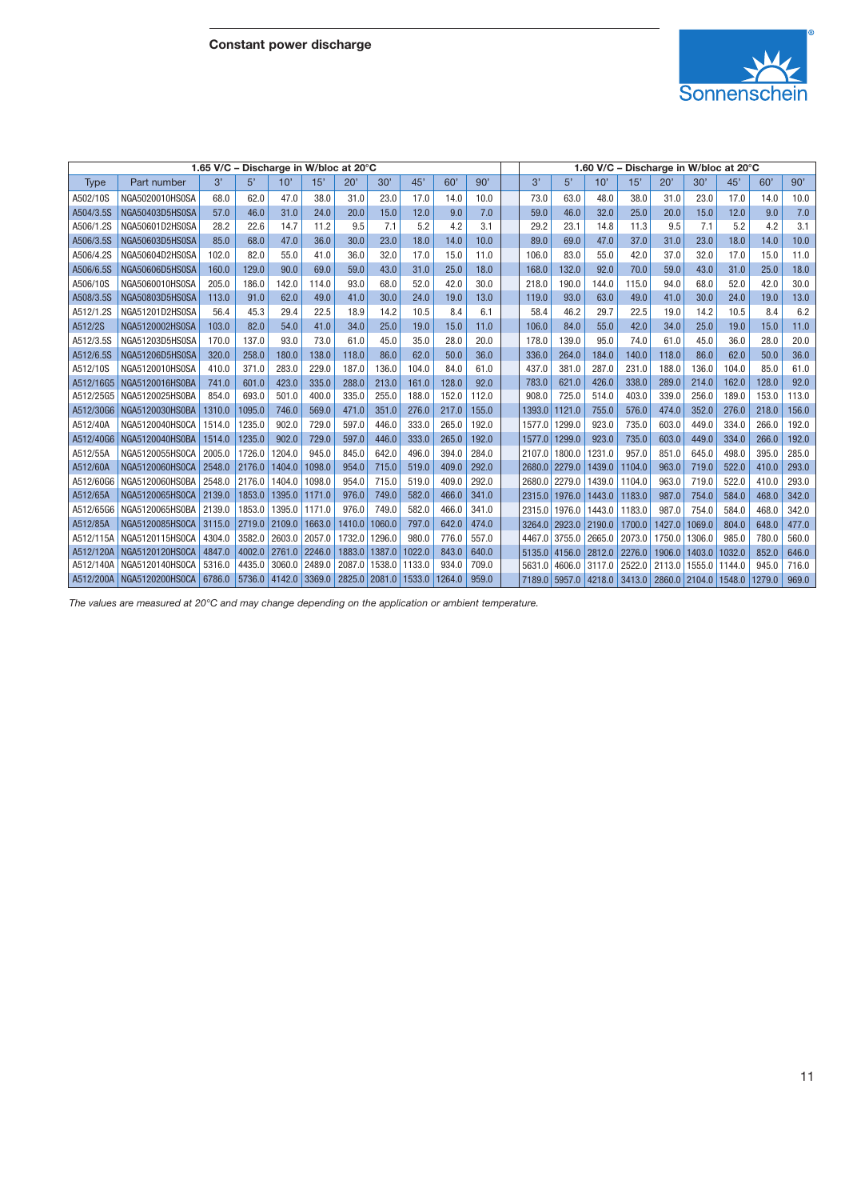## Constant power discharge

| | | 1.65 V/C – Discharge in W/bloc at 20°C | | | | | | | | | 1.60 V/C – Discharge in W/bloc at 20°C | | | | | | | | |
|---|---|---|---|---|---|---|---|---|---|---|---|---|---|---|---|---|---|---|---|
| Type | Part number | 3' | 5' | 10' | 15' | 20' | 30' | 45' | 60' | 90' | 3' | 5' | 10' | 15' | 20' | 30' | 45' | 60' | 90' |
| A502/10S | NGA5020010HS0SA | 68.0 | 62.0 | 47.0 | 38.0 | 31.0 | 23.0 | 17.0 | 14.0 | 10.0 | 73.0 | 63.0 | 48.0 | 38.0 | 31.0 | 23.0 | 17.0 | 14.0 | 10.0 |
| A504/3.5S | NGA50403D5HS0SA | 57.0 | 46.0 | 31.0 | 24.0 | 20.0 | 15.0 | 12.0 | 9.0 | 7.0 | 59.0 | 46.0 | 32.0 | 25.0 | 20.0 | 15.0 | 12.0 | 9.0 | 7.0 |
| A506/1.2S | NGA50601D2HS0SA | 28.2 | 22.6 | 14.7 | 11.2 | 9.5 | 7.1 | 5.2 | 4.2 | 3.1 | 29.2 | 23.1 | 14.8 | 11.3 | 9.5 | 7.1 | 5.2 | 4.2 | 3.1 |
| A506/3.5S | NGA50603D5HS0SA | 85.0 | 68.0 | 47.0 | 36.0 | 30.0 | 23.0 | 18.0 | 14.0 | 10.0 | 89.0 | 69.0 | 47.0 | 37.0 | 31.0 | 23.0 | 18.0 | 14.0 | 10.0 |
| A506/4.2S | NGA50604D2HS0SA | 102.0 | 82.0 | 55.0 | 41.0 | 36.0 | 32.0 | 17.0 | 15.0 | 11.0 | 106.0 | 83.0 | 55.0 | 42.0 | 37.0 | 32.0 | 17.0 | 15.0 | 11.0 |
| A506/6.5S | NGA50606D5HS0SA | 160.0 | 129.0 | 90.0 | 69.0 | 59.0 | 43.0 | 31.0 | 25.0 | 18.0 | 168.0 | 132.0 | 92.0 | 70.0 | 59.0 | 43.0 | 31.0 | 25.0 | 18.0 |
| A506/10S | NGA5060010HS0SA | 205.0 | 186.0 | 142.0 | 114.0 | 93.0 | 68.0 | 52.0 | 42.0 | 30.0 | 218.0 | 190.0 | 144.0 | 115.0 | 94.0 | 68.0 | 52.0 | 42.0 | 30.0 |
| A508/3.5S | NGA50803D5HS0SA | 113.0 | 91.0 | 62.0 | 49.0 | 41.0 | 30.0 | 24.0 | 19.0 | 13.0 | 119.0 | 93.0 | 63.0 | 49.0 | 41.0 | 30.0 | 24.0 | 19.0 | 13.0 |
| A512/1.2S | NGA51201D2HS0SA | 56.4 | 45.3 | 29.4 | 22.5 | 18.9 | 14.2 | 10.5 | 8.4 | 6.1 | 58.4 | 46.2 | 29.7 | 22.5 | 19.0 | 14.2 | 10.5 | 8.4 | 6.2 |
| A512/2S | NGA5120002HS0SA | 103.0 | 82.0 | 54.0 | 41.0 | 34.0 | 25.0 | 19.0 | 15.0 | 11.0 | 106.0 | 84.0 | 55.0 | 42.0 | 34.0 | 25.0 | 19.0 | 15.0 | 11.0 |
| A512/3.5S | NGA51203D5HS0SA | 170.0 | 137.0 | 93.0 | 73.0 | 61.0 | 45.0 | 35.0 | 28.0 | 20.0 | 178.0 | 139.0 | 95.0 | 74.0 | 61.0 | 45.0 | 36.0 | 28.0 | 20.0 |
| A512/6.5S | NGA51206D5HS0SA | 320.0 | 258.0 | 180.0 | 138.0 | 118.0 | 86.0 | 62.0 | 50.0 | 36.0 | 336.0 | 264.0 | 184.0 | 140.0 | 118.0 | 86.0 | 62.0 | 50.0 | 36.0 |
| A512/10S | NGA5120010HS0SA | 410.0 | 371.0 | 283.0 | 229.0 | 187.0 | 136.0 | 104.0 | 84.0 | 61.0 | 437.0 | 381.0 | 287.0 | 231.0 | 188.0 | 136.0 | 104.0 | 85.0 | 61.0 |
| A512/16G5 | NGA5120016HS0BA | 741.0 | 601.0 | 423.0 | 335.0 | 288.0 | 213.0 | 161.0 | 128.0 | 92.0 | 783.0 | 621.0 | 426.0 | 338.0 | 289.0 | 214.0 | 162.0 | 128.0 | 92.0 |
| A512/25G5 | NGA5120025HS0BA | 854.0 | 693.0 | 501.0 | 400.0 | 335.0 | 255.0 | 188.0 | 152.0 | 112.0 | 908.0 | 725.0 | 514.0 | 403.0 | 339.0 | 256.0 | 189.0 | 153.0 | 113.0 |
| A512/30G6 | NGA5120030HS0BA | 1310.0 | 1095.0 | 746.0 | 569.0 | 471.0 | 351.0 | 276.0 | 217.0 | 155.0 | 1393.0 | 1121.0 | 755.0 | 576.0 | 474.0 | 352.0 | 276.0 | 218.0 | 156.0 |
| A512/40A | NGA5120040HS0CA | 1514.0 | 1235.0 | 902.0 | 729.0 | 597.0 | 446.0 | 333.0 | 265.0 | 192.0 | 1577.0 | 1299.0 | 923.0 | 735.0 | 603.0 | 449.0 | 334.0 | 266.0 | 192.0 |
| A512/40G6 | NGA5120040HS0BA | 1514.0 | 1235.0 | 902.0 | 729.0 | 597.0 | 446.0 | 333.0 | 265.0 | 192.0 | 1577.0 | 1299.0 | 923.0 | 735.0 | 603.0 | 449.0 | 334.0 | 266.0 | 192.0 |
| A512/55A | NGA5120055HS0CA | 2005.0 | 1726.0 | 1204.0 | 945.0 | 845.0 | 642.0 | 496.0 | 394.0 | 284.0 | 2107.0 | 1800.0 | 1231.0 | 957.0 | 851.0 | 645.0 | 498.0 | 395.0 | 285.0 |
| A512/60A | NGA5120060HS0CA | 2548.0 | 2176.0 | 1404.0 | 1098.0 | 954.0 | 715.0 | 519.0 | 409.0 | 292.0 | 2680.0 | 2279.0 | 1439.0 | 1104.0 | 963.0 | 719.0 | 522.0 | 410.0 | 293.0 |
| A512/60G6 | NGA5120060HS0BA | 2548.0 | 2176.0 | 1404.0 | 1098.0 | 954.0 | 715.0 | 519.0 | 409.0 | 292.0 | 2680.0 | 2279.0 | 1439.0 | 1104.0 | 963.0 | 719.0 | 522.0 | 410.0 | 293.0 |
| A512/65A | NGA5120065HS0CA | 2139.0 | 1853.0 | 1395.0 | 1171.0 | 976.0 | 749.0 | 582.0 | 466.0 | 341.0 | 2315.0 | 1976.0 | 1443.0 | 1183.0 | 987.0 | 754.0 | 584.0 | 468.0 | 342.0 |
| A512/65G6 | NGA5120065HS0BA | 2139.0 | 1853.0 | 1395.0 | 1171.0 | 976.0 | 749.0 | 582.0 | 466.0 | 341.0 | 2315.0 | 1976.0 | 1443.0 | 1183.0 | 987.0 | 754.0 | 584.0 | 468.0 | 342.0 |
| A512/85A | NGA5120085HS0CA | 3115.0 | 2719.0 | 2109.0 | 1663.0 | 1410.0 | 1060.0 | 797.0 | 642.0 | 474.0 | 3264.0 | 2923.0 | 2190.0 | 1700.0 | 1427.0 | 1069.0 | 804.0 | 648.0 | 477.0 |
| A512/115A | NGA5120115HS0CA | 4304.0 | 3582.0 | 2603.0 | 2057.0 | 1732.0 | 1296.0 | 980.0 | 776.0 | 557.0 | 4467.0 | 3755.0 | 2665.0 | 2073.0 | 1750.0 | 1306.0 | 985.0 | 780.0 | 560.0 |
| A512/120A | NGA5120120HS0CA | 4847.0 | 4002.0 | 2761.0 | 2246.0 | 1883.0 | 1387.0 | 1022.0 | 843.0 | 640.0 | 5135.0 | 4156.0 | 2812.0 | 2276.0 | 1906.0 | 1403.0 | 1032.0 | 852.0 | 646.0 |
| A512/140A | NGA5120140HS0CA | 5316.0 | 4435.0 | 3060.0 | 2489.0 | 2087.0 | 1538.0 | 1133.0 | 934.0 | 709.0 | 5631.0 | 4606.0 | 3117.0 | 2522.0 | 2113.0 | 1555.0 | 1144.0 | 945.0 | 716.0 |
| A512/200A | NGA5120200HS0CA | 6786.0 | 5736.0 | 4142.0 | 3369.0 | 2825.0 | 2081.0 | 1533.0 | 1264.0 | 959.0 | 7189.0 | 5957.0 | 4218.0 | 3413.0 | 2860.0 | 2104.0 | 1548.0 | 1279.0 | 969.0 |

*The values are measured at 20°C and may change depending on the application or ambient temperature.*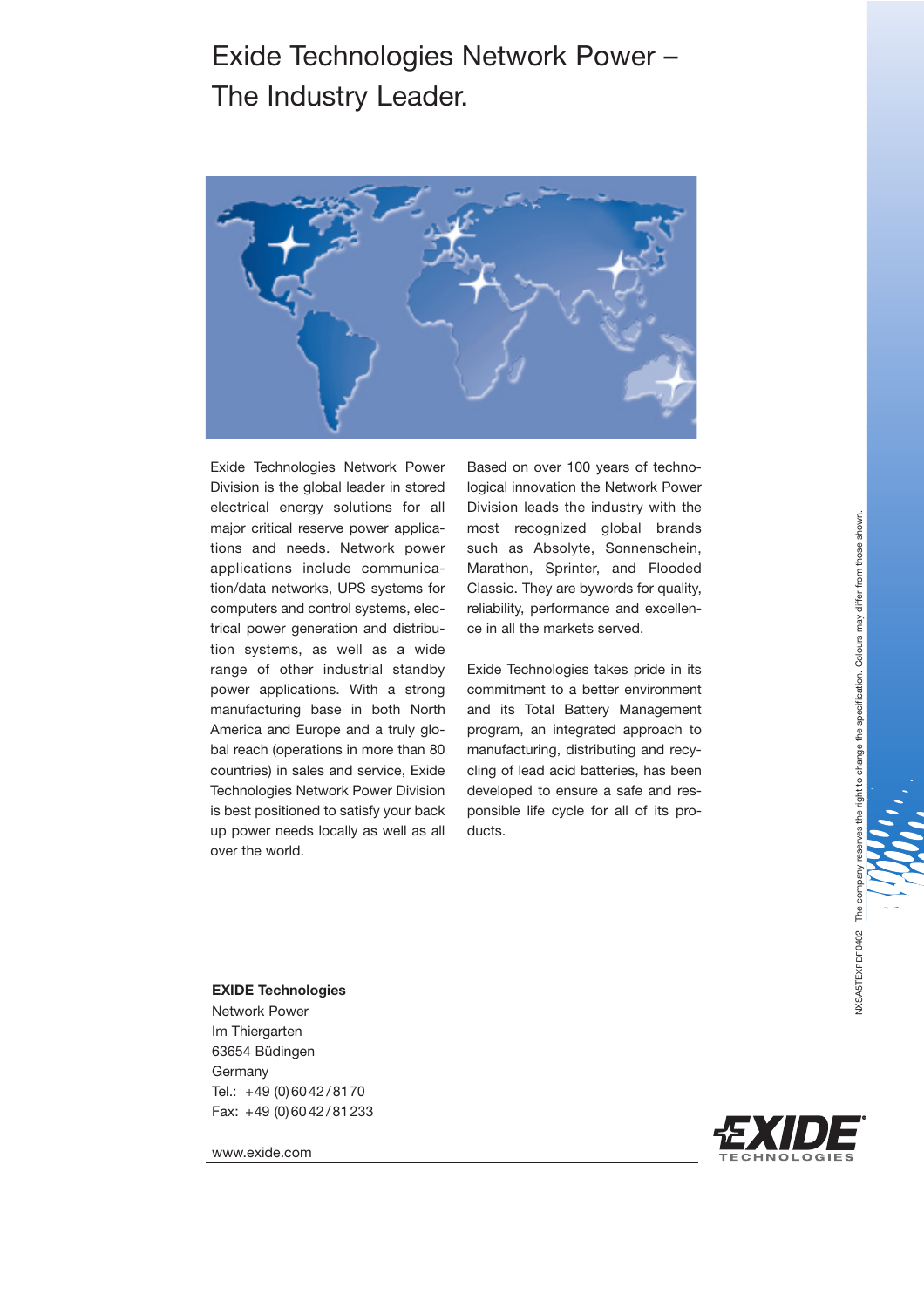# Exide Technologies Network Power – The Industry Leader.

Exide Technologies Network Power Division is the global leader in stored electrical energy solutions for all major critical reserve power applications and needs. Network power applications include communication/data networks, UPS systems for computers and control systems, electrical power generation and distribution systems, as well as a wide range of other industrial standby power applications. With a strong manufacturing base in both North America and Europe and a truly global reach (operations in more than 80 countries) in sales and service, Exide Technologies Network Power Division is best positioned to satisfy your back up power needs locally as well as all over the world.

Based on over 100 years of technological innovation the Network Power Division leads the industry with the most recognized global brands such as Absolyte, Sonnenschein, Marathon, Sprinter, and Flooded Classic. They are bywords for quality, reliability, performance and excellence in all the markets served.

Exide Technologies takes pride in its commitment to a better environment and its Total Battery Management program, an integrated approach to manufacturing, distributing and recycling of lead acid batteries, has been developed to ensure a safe and responsible life cycle for all of its products.

**EXIDE Technologies**
Network Power
Im Thiergarten
63654 Büdingen
Germany
Tel.: +49 (0) 60 42 / 81 70
Fax: +49 (0) 60 42 / 81 233

www.exide.com

NXSA5TEXPDF0402 The company reserves the right to change the specification. Colours may differ from those shown.

EXIDE TECHNOLOGIES